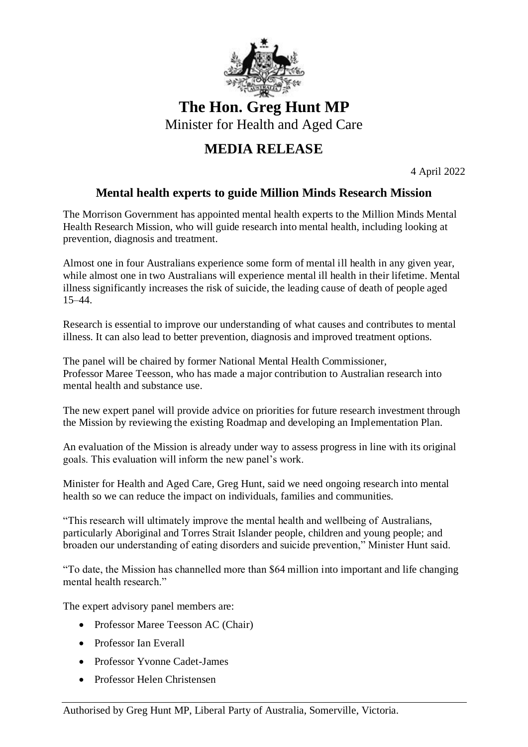# The Hon. Greg Hunt MP

Minister for Health and Aged Care

## MEDIA RELEASE

4 April 2022

### Mental health experts to guide Million Minds Research Mission

The Morrison Government has appointed mental health experts to the Million Minds Mental Health Research Mission, who will guide research into mental health, including looking at prevention, diagnosis and treatment.

Almost one in four Australians experience some form of mental ill health in any given year, while almost one in two Australians will experience mental ill health in their lifetime. Mental illness significantly increases the risk of suicide, the leading cause of death of people aged 15–44.

Research is essential to improve our understanding of what causes and contributes to mental illness. It can also lead to better prevention, diagnosis and improved treatment options.

The panel will be chaired by former National Mental Health Commissioner, Professor Maree Teesson, who has made a major contribution to Australian research into mental health and substance use.

The new expert panel will provide advice on priorities for future research investment through the Mission by reviewing the existing Roadmap and developing an Implementation Plan.

An evaluation of the Mission is already under way to assess progress in line with its original goals. This evaluation will inform the new panel's work.

Minister for Health and Aged Care, Greg Hunt, said we need ongoing research into mental health so we can reduce the impact on individuals, families and communities.

"This research will ultimately improve the mental health and wellbeing of Australians, particularly Aboriginal and Torres Strait Islander people, children and young people; and broaden our understanding of eating disorders and suicide prevention," Minister Hunt said.

"To date, the Mission has channelled more than $64 million into important and life changing mental health research."

The expert advisory panel members are:

- Professor Maree Teesson AC (Chair)
- Professor Ian Everall
- Professor Yvonne Cadet-James
- Professor Helen Christensen

Authorised by Greg Hunt MP, Liberal Party of Australia, Somerville, Victoria.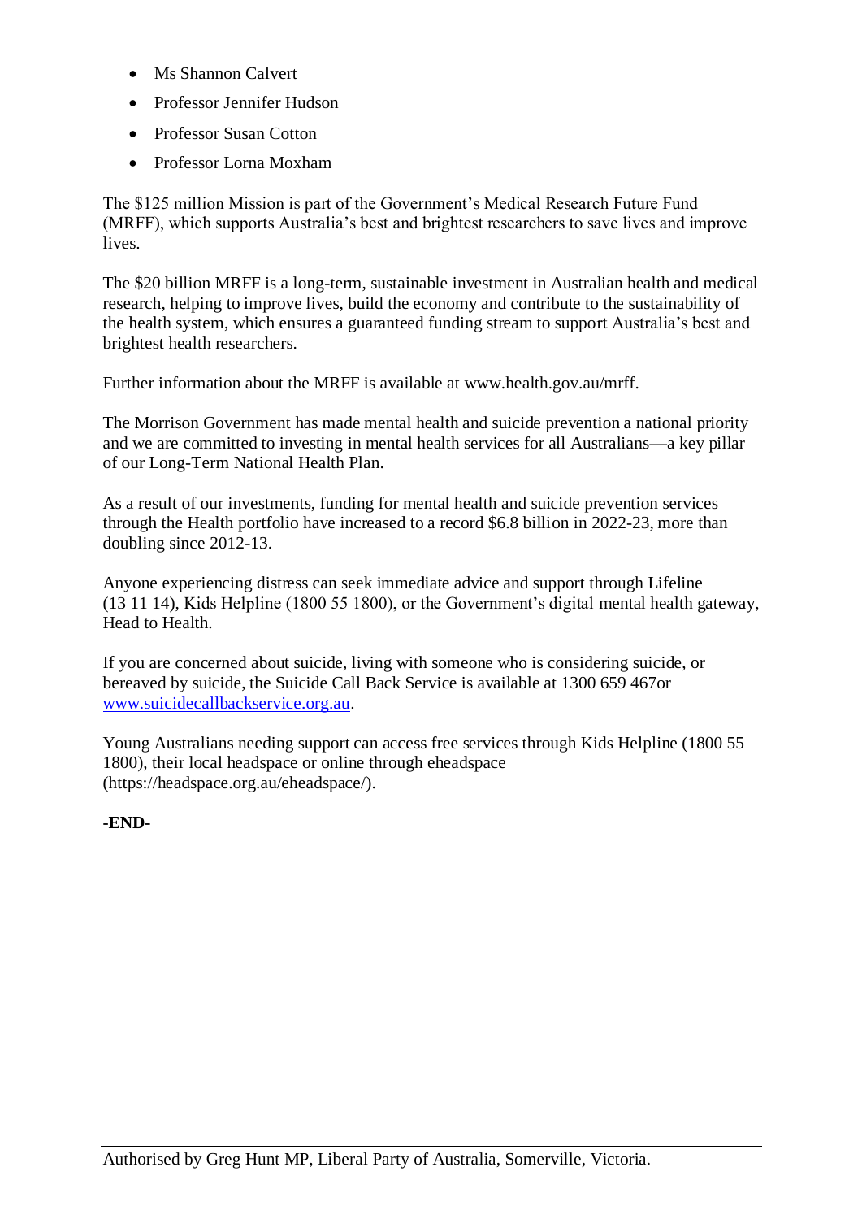- Ms Shannon Calvert
- Professor Jennifer Hudson
- Professor Susan Cotton
- Professor Lorna Moxham

The $125 million Mission is part of the Government's Medical Research Future Fund (MRFF), which supports Australia's best and brightest researchers to save lives and improve lives.

The $20 billion MRFF is a long-term, sustainable investment in Australian health and medical research, helping to improve lives, build the economy and contribute to the sustainability of the health system, which ensures a guaranteed funding stream to support Australia's best and brightest health researchers.

Further information about the MRFF is available at www.health.gov.au/mrff.

The Morrison Government has made mental health and suicide prevention a national priority and we are committed to investing in mental health services for all Australians—a key pillar of our Long-Term National Health Plan.

As a result of our investments, funding for mental health and suicide prevention services through the Health portfolio have increased to a record $6.8 billion in 2022-23, more than doubling since 2012-13.

Anyone experiencing distress can seek immediate advice and support through Lifeline (13 11 14), Kids Helpline (1800 55 1800), or the Government's digital mental health gateway, Head to Health.

If you are concerned about suicide, living with someone who is considering suicide, or bereaved by suicide, the Suicide Call Back Service is available at 1300 659 467or [www.suicidecallbackservice.org.au](http://www.suicidecallbackservice.org.au).

Young Australians needing support can access free services through Kids Helpline (1800 55 1800), their local headspace or online through eheadspace (https://headspace.org.au/eheadspace/).

**-END-**

Authorised by Greg Hunt MP, Liberal Party of Australia, Somerville, Victoria.